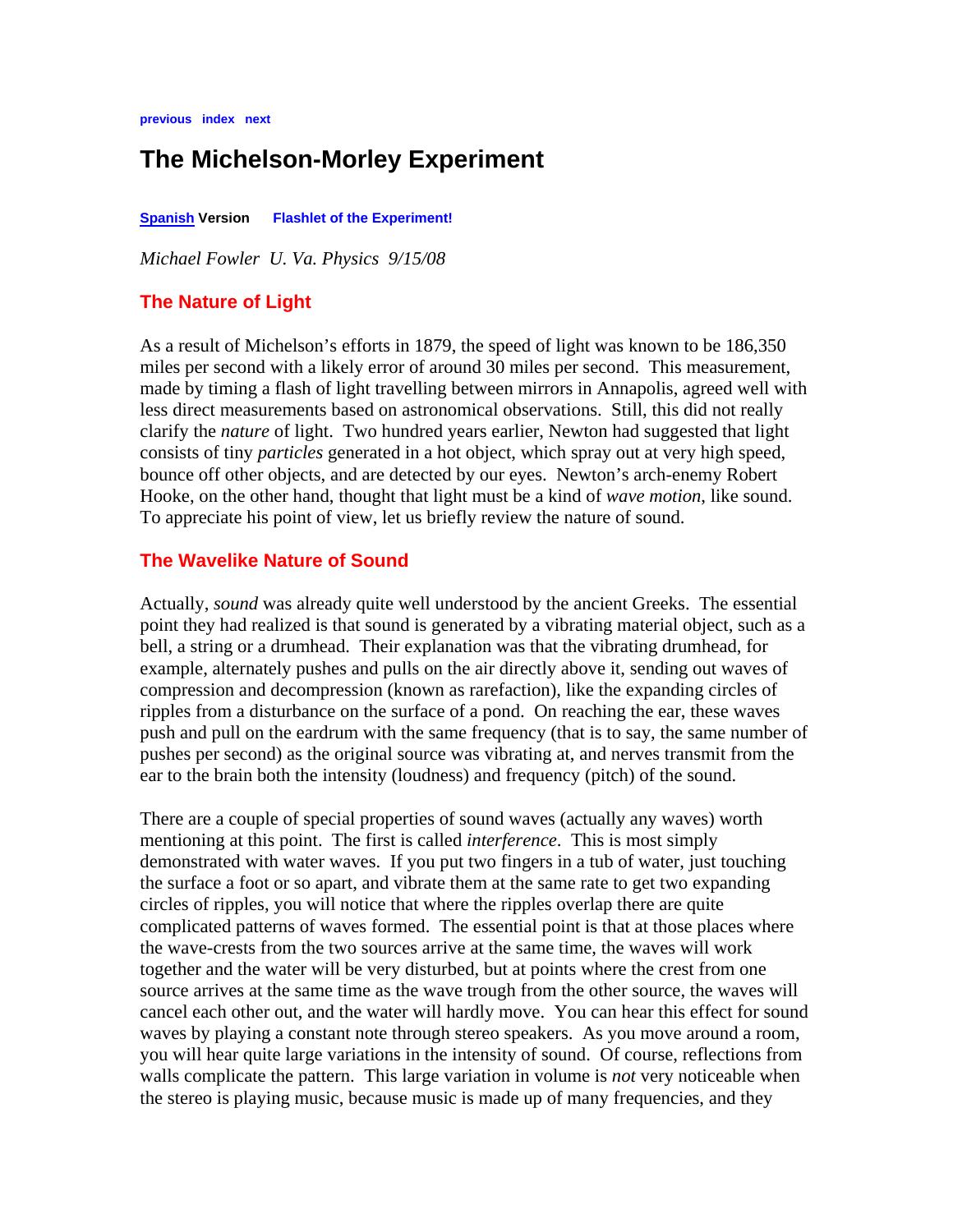previous index next

# The Michelson-Morley Experiment

**Spanish Version** **Flashlet of the Experiment!**

*Michael Fowler U. Va. Physics 9/15/08*

## The Nature of Light

As a result of Michelson's efforts in 1879, the speed of light was known to be 186,350 miles per second with a likely error of around 30 miles per second. This measurement, made by timing a flash of light travelling between mirrors in Annapolis, agreed well with less direct measurements based on astronomical observations. Still, this did not really clarify the *nature* of light. Two hundred years earlier, Newton had suggested that light consists of tiny *particles* generated in a hot object, which spray out at very high speed, bounce off other objects, and are detected by our eyes. Newton's arch-enemy Robert Hooke, on the other hand, thought that light must be a kind of *wave motion*, like sound. To appreciate his point of view, let us briefly review the nature of sound.

## The Wavelike Nature of Sound

Actually, *sound* was already quite well understood by the ancient Greeks. The essential point they had realized is that sound is generated by a vibrating material object, such as a bell, a string or a drumhead. Their explanation was that the vibrating drumhead, for example, alternately pushes and pulls on the air directly above it, sending out waves of compression and decompression (known as rarefaction), like the expanding circles of ripples from a disturbance on the surface of a pond. On reaching the ear, these waves push and pull on the eardrum with the same frequency (that is to say, the same number of pushes per second) as the original source was vibrating at, and nerves transmit from the ear to the brain both the intensity (loudness) and frequency (pitch) of the sound.

There are a couple of special properties of sound waves (actually any waves) worth mentioning at this point. The first is called *interference*. This is most simply demonstrated with water waves. If you put two fingers in a tub of water, just touching the surface a foot or so apart, and vibrate them at the same rate to get two expanding circles of ripples, you will notice that where the ripples overlap there are quite complicated patterns of waves formed. The essential point is that at those places where the wave-crests from the two sources arrive at the same time, the waves will work together and the water will be very disturbed, but at points where the crest from one source arrives at the same time as the wave trough from the other source, the waves will cancel each other out, and the water will hardly move. You can hear this effect for sound waves by playing a constant note through stereo speakers. As you move around a room, you will hear quite large variations in the intensity of sound. Of course, reflections from walls complicate the pattern. This large variation in volume is *not* very noticeable when the stereo is playing music, because music is made up of many frequencies, and they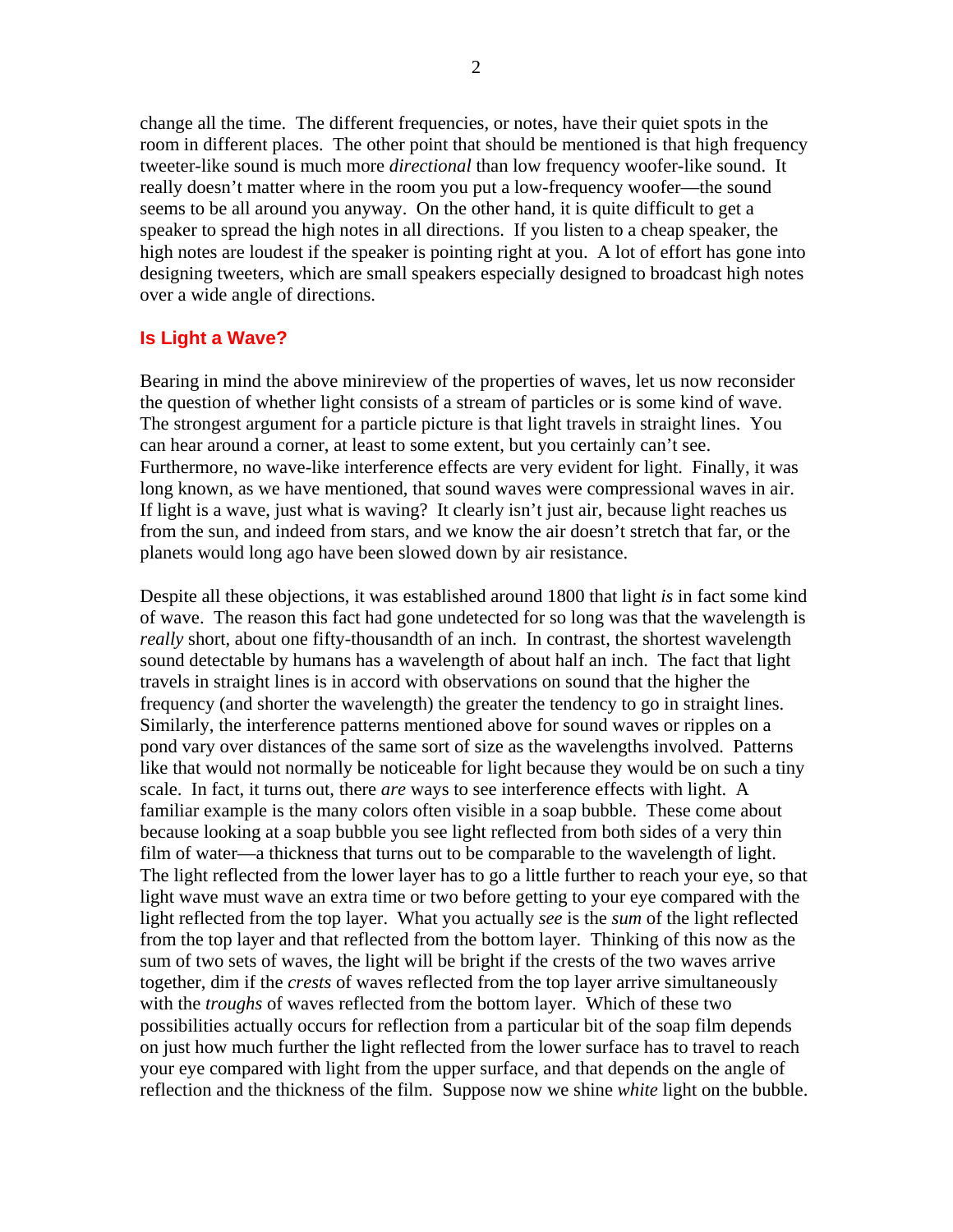change all the time. The different frequencies, or notes, have their quiet spots in the room in different places. The other point that should be mentioned is that high frequency tweeter-like sound is much more *directional* than low frequency woofer-like sound. It really doesn't matter where in the room you put a low-frequency woofer—the sound seems to be all around you anyway. On the other hand, it is quite difficult to get a speaker to spread the high notes in all directions. If you listen to a cheap speaker, the high notes are loudest if the speaker is pointing right at you. A lot of effort has gone into designing tweeters, which are small speakers especially designed to broadcast high notes over a wide angle of directions.

## Is Light a Wave?

Bearing in mind the above minireview of the properties of waves, let us now reconsider the question of whether light consists of a stream of particles or is some kind of wave. The strongest argument for a particle picture is that light travels in straight lines. You can hear around a corner, at least to some extent, but you certainly can't see. Furthermore, no wave-like interference effects are very evident for light. Finally, it was long known, as we have mentioned, that sound waves were compressional waves in air. If light is a wave, just what is waving? It clearly isn't just air, because light reaches us from the sun, and indeed from stars, and we know the air doesn't stretch that far, or the planets would long ago have been slowed down by air resistance.

Despite all these objections, it was established around 1800 that light *is* in fact some kind of wave. The reason this fact had gone undetected for so long was that the wavelength is *really* short, about one fifty-thousandth of an inch. In contrast, the shortest wavelength sound detectable by humans has a wavelength of about half an inch. The fact that light travels in straight lines is in accord with observations on sound that the higher the frequency (and shorter the wavelength) the greater the tendency to go in straight lines. Similarly, the interference patterns mentioned above for sound waves or ripples on a pond vary over distances of the same sort of size as the wavelengths involved. Patterns like that would not normally be noticeable for light because they would be on such a tiny scale. In fact, it turns out, there *are* ways to see interference effects with light. A familiar example is the many colors often visible in a soap bubble. These come about because looking at a soap bubble you see light reflected from both sides of a very thin film of water—a thickness that turns out to be comparable to the wavelength of light. The light reflected from the lower layer has to go a little further to reach your eye, so that light wave must wave an extra time or two before getting to your eye compared with the light reflected from the top layer. What you actually *see* is the *sum* of the light reflected from the top layer and that reflected from the bottom layer. Thinking of this now as the sum of two sets of waves, the light will be bright if the crests of the two waves arrive together, dim if the *crests* of waves reflected from the top layer arrive simultaneously with the *troughs* of waves reflected from the bottom layer. Which of these two possibilities actually occurs for reflection from a particular bit of the soap film depends on just how much further the light reflected from the lower surface has to travel to reach your eye compared with light from the upper surface, and that depends on the angle of reflection and the thickness of the film. Suppose now we shine *white* light on the bubble.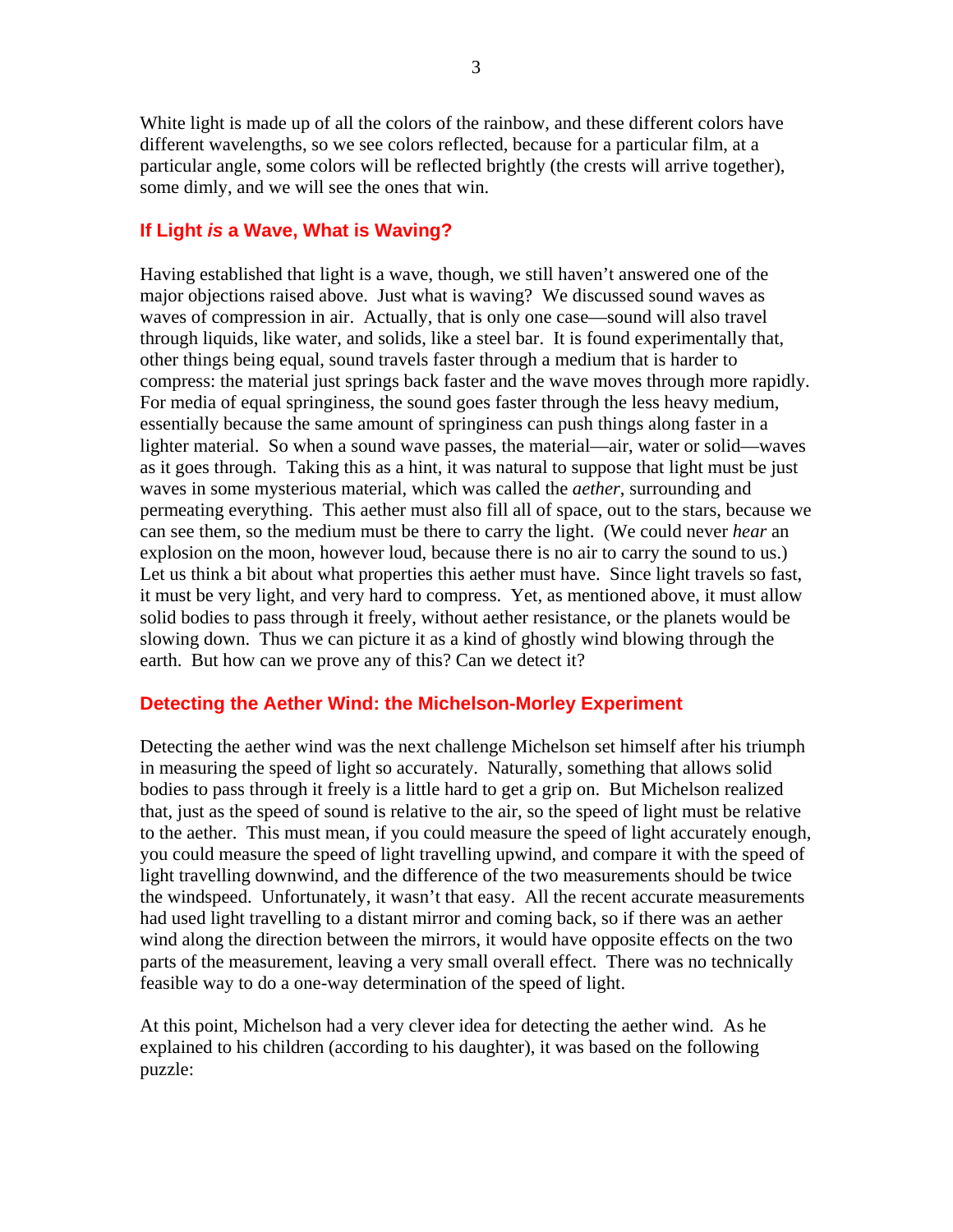White light is made up of all the colors of the rainbow, and these different colors have different wavelengths, so we see colors reflected, because for a particular film, at a particular angle, some colors will be reflected brightly (the crests will arrive together), some dimly, and we will see the ones that win.

## If Light *is* a Wave, What is Waving?

Having established that light is a wave, though, we still haven't answered one of the major objections raised above. Just what is waving? We discussed sound waves as waves of compression in air. Actually, that is only one case—sound will also travel through liquids, like water, and solids, like a steel bar. It is found experimentally that, other things being equal, sound travels faster through a medium that is harder to compress: the material just springs back faster and the wave moves through more rapidly. For media of equal springiness, the sound goes faster through the less heavy medium, essentially because the same amount of springiness can push things along faster in a lighter material. So when a sound wave passes, the material—air, water or solid—waves as it goes through. Taking this as a hint, it was natural to suppose that light must be just waves in some mysterious material, which was called the *aether*, surrounding and permeating everything. This aether must also fill all of space, out to the stars, because we can see them, so the medium must be there to carry the light. (We could never *hear* an explosion on the moon, however loud, because there is no air to carry the sound to us.) Let us think a bit about what properties this aether must have. Since light travels so fast, it must be very light, and very hard to compress. Yet, as mentioned above, it must allow solid bodies to pass through it freely, without aether resistance, or the planets would be slowing down. Thus we can picture it as a kind of ghostly wind blowing through the earth. But how can we prove any of this? Can we detect it?

## Detecting the Aether Wind: the Michelson-Morley Experiment

Detecting the aether wind was the next challenge Michelson set himself after his triumph in measuring the speed of light so accurately. Naturally, something that allows solid bodies to pass through it freely is a little hard to get a grip on. But Michelson realized that, just as the speed of sound is relative to the air, so the speed of light must be relative to the aether. This must mean, if you could measure the speed of light accurately enough, you could measure the speed of light travelling upwind, and compare it with the speed of light travelling downwind, and the difference of the two measurements should be twice the windspeed. Unfortunately, it wasn't that easy. All the recent accurate measurements had used light travelling to a distant mirror and coming back, so if there was an aether wind along the direction between the mirrors, it would have opposite effects on the two parts of the measurement, leaving a very small overall effect. There was no technically feasible way to do a one-way determination of the speed of light.

At this point, Michelson had a very clever idea for detecting the aether wind. As he explained to his children (according to his daughter), it was based on the following puzzle: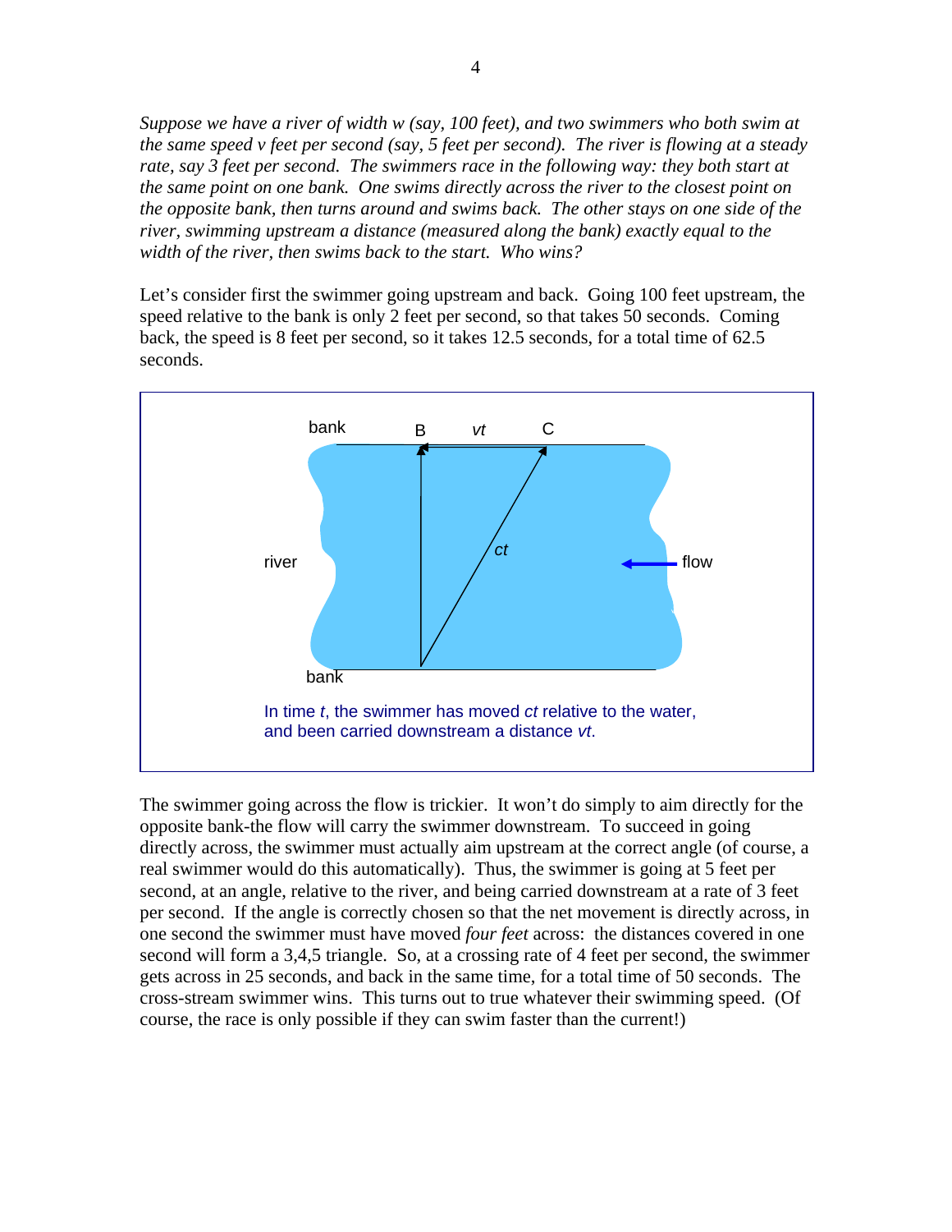*Suppose we have a river of width w (say, 100 feet), and two swimmers who both swim at the same speed v feet per second (say, 5 feet per second). The river is flowing at a steady rate, say 3 feet per second. The swimmers race in the following way: they both start at the same point on one bank. One swims directly across the river to the closest point on the opposite bank, then turns around and swims back. The other stays on one side of the river, swimming upstream a distance (measured along the bank) exactly equal to the width of the river, then swims back to the start. Who wins?*

Let's consider first the swimmer going upstream and back. Going 100 feet upstream, the speed relative to the bank is only 2 feet per second, so that takes 50 seconds. Coming back, the speed is 8 feet per second, so it takes 12.5 seconds, for a total time of 62.5 seconds.

bank

B

$vt$

C

river

$ct$

flow

bank

In time $t$, the swimmer has moved $ct$ relative to the water, and been carried downstream a distance $vt$.

The swimmer going across the flow is trickier. It won't do simply to aim directly for the opposite bank-the flow will carry the swimmer downstream. To succeed in going directly across, the swimmer must actually aim upstream at the correct angle (of course, a real swimmer would do this automatically). Thus, the swimmer is going at 5 feet per second, at an angle, relative to the river, and being carried downstream at a rate of 3 feet per second. If the angle is correctly chosen so that the net movement is directly across, in one second the swimmer must have moved *four feet* across: the distances covered in one second will form a 3,4,5 triangle. So, at a crossing rate of 4 feet per second, the swimmer gets across in 25 seconds, and back in the same time, for a total time of 50 seconds. The cross-stream swimmer wins. This turns out to true whatever their swimming speed. (Of course, the race is only possible if they can swim faster than the current!)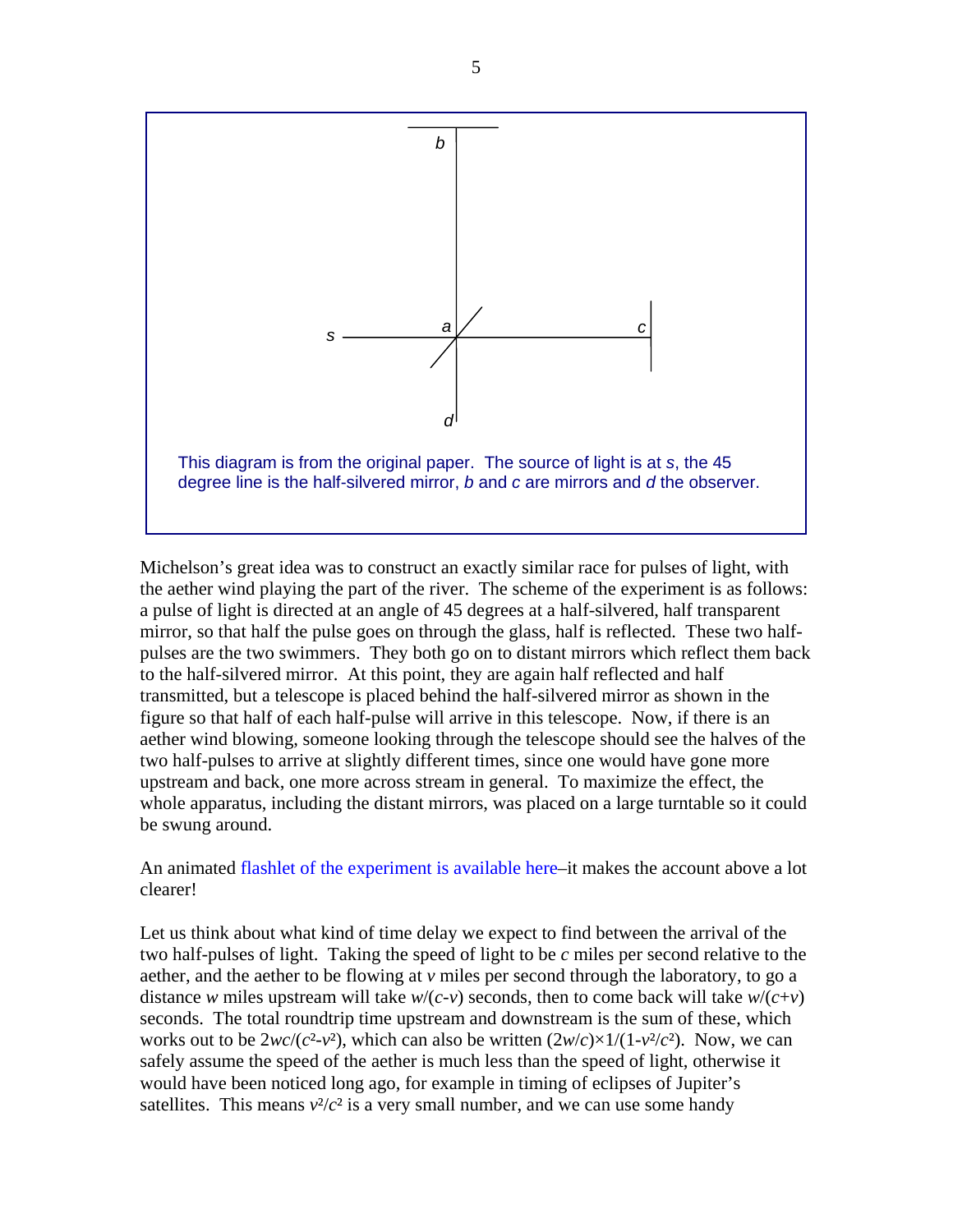b

s a c

d

This diagram is from the original paper. The source of light is at *s*, the 45 degree line is the half-silvered mirror, *b* and *c* are mirrors and *d* the observer.

Michelson's great idea was to construct an exactly similar race for pulses of light, with the aether wind playing the part of the river. The scheme of the experiment is as follows: a pulse of light is directed at an angle of 45 degrees at a half-silvered, half transparent mirror, so that half the pulse goes on through the glass, half is reflected. These two half-pulses are the two swimmers. They both go on to distant mirrors which reflect them back to the half-silvered mirror. At this point, they are again half reflected and half transmitted, but a telescope is placed behind the half-silvered mirror as shown in the figure so that half of each half-pulse will arrive in this telescope. Now, if there is an aether wind blowing, someone looking through the telescope should see the halves of the two half-pulses to arrive at slightly different times, since one would have gone more upstream and back, one more across stream in general. To maximize the effect, the whole apparatus, including the distant mirrors, was placed on a large turntable so it could be swung around.

An animated flashlet of the experiment is available here–it makes the account above a lot clearer!

Let us think about what kind of time delay we expect to find between the arrival of the two half-pulses of light. Taking the speed of light to be $c$ miles per second relative to the aether, and the aether to be flowing at $v$ miles per second through the laboratory, to go a distance $w$ miles upstream will take $w/(c-v)$ seconds, then to come back will take $w/(c+v)$ seconds. The total roundtrip time upstream and downstream is the sum of these, which works out to be $2wc/(c^2-v^2)$, which can also be written $(2w/c)\times 1/(1-v^2/c^2)$. Now, we can safely assume the speed of the aether is much less than the speed of light, otherwise it would have been noticed long ago, for example in timing of eclipses of Jupiter's satellites. This means $v^2/c^2$ is a very small number, and we can use some handy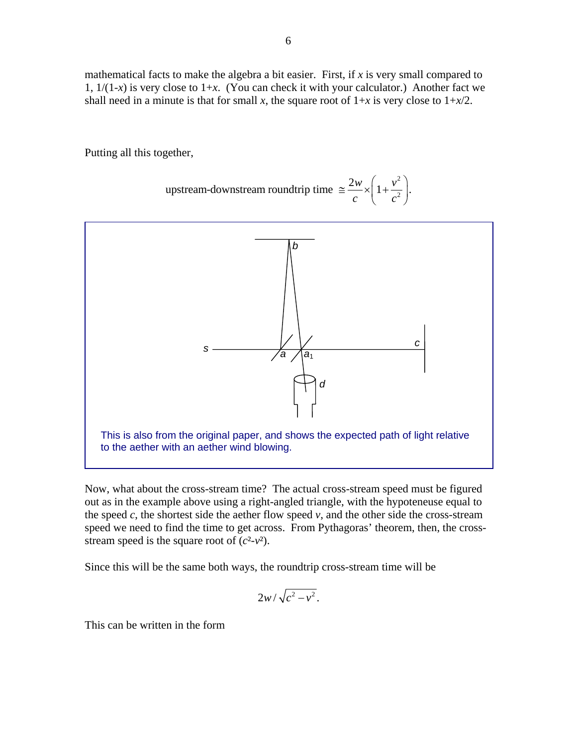mathematical facts to make the algebra a bit easier. First, if $x$ is very small compared to 1, $1/(1-x)$ is very close to $1+x$. (You can check it with your calculator.) Another fact we shall need in a minute is that for small $x$, the square root of $1+x$ is very close to $1+x/2$.

Putting all this together,

$$\text{upstream-downstream roundtrip time } \cong \frac{2w}{c}\times\left(1+\frac{v^2}{c^2}\right).$$

b

s

a

$a_1$

c

d

This is also from the original paper, and shows the expected path of light relative to the aether with an aether wind blowing.

Now, what about the cross-stream time? The actual cross-stream speed must be figured out as in the example above using a right-angled triangle, with the hypoteneuse equal to the speed $c$, the shortest side the aether flow speed $v$, and the other side the cross-stream speed we need to find the time to get across. From Pythagoras' theorem, then, the cross-stream speed is the square root of $(c^2-v^2)$.

Since this will be the same both ways, the roundtrip cross-stream time will be

$$2w/\sqrt{c^2-v^2}.$$

This can be written in the form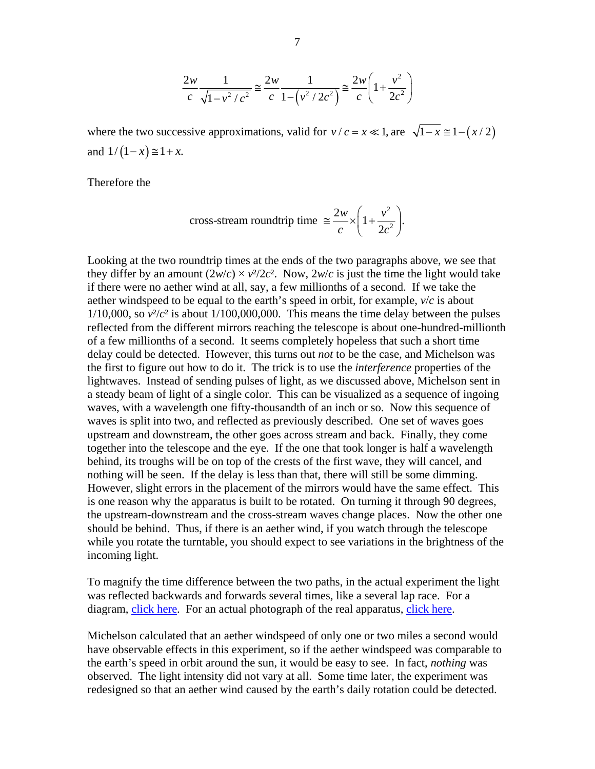$$\frac{2w}{c}\frac{1}{\sqrt{1-v^2/c^2}} \cong \frac{2w}{c}\frac{1}{1-\left(v^2/2c^2\right)} \cong \frac{2w}{c}\left(1+\frac{v^2}{2c^2}\right)$$

where the two successive approximations, valid for $v/c = x \ll 1$, are $\sqrt{1-x} \cong 1-(x/2)$ and $1/(1-x) \cong 1+x$.

Therefore the

$$\text{cross-stream roundtrip time } \cong \frac{2w}{c} \times \left(1+\frac{v^2}{2c^2}\right).$$

Looking at the two roundtrip times at the ends of the two paragraphs above, we see that they differ by an amount $(2w/c) \times v^2/2c^2$. Now, $2w/c$ is just the time the light would take if there were no aether wind at all, say, a few millionths of a second. If we take the aether windspeed to be equal to the earth's speed in orbit, for example, $v/c$ is about 1/10,000, so $v^2/c^2$ is about 1/100,000,000. This means the time delay between the pulses reflected from the different mirrors reaching the telescope is about one-hundred-millionth of a few millionths of a second. It seems completely hopeless that such a short time delay could be detected. However, this turns out *not* to be the case, and Michelson was the first to figure out how to do it. The trick is to use the *interference* properties of the lightwaves. Instead of sending pulses of light, as we discussed above, Michelson sent in a steady beam of light of a single color. This can be visualized as a sequence of ingoing waves, with a wavelength one fifty-thousandth of an inch or so. Now this sequence of waves is split into two, and reflected as previously described. One set of waves goes upstream and downstream, the other goes across stream and back. Finally, they come together into the telescope and the eye. If the one that took longer is half a wavelength behind, its troughs will be on top of the crests of the first wave, they will cancel, and nothing will be seen. If the delay is less than that, there will still be some dimming. However, slight errors in the placement of the mirrors would have the same effect. This is one reason why the apparatus is built to be rotated. On turning it through 90 degrees, the upstream-downstream and the cross-stream waves change places. Now the other one should be behind. Thus, if there is an aether wind, if you watch through the telescope while you rotate the turntable, you should expect to see variations in the brightness of the incoming light.

To magnify the time difference between the two paths, in the actual experiment the light was reflected backwards and forwards several times, like a several lap race. For a diagram, click here. For an actual photograph of the real apparatus, click here.

Michelson calculated that an aether windspeed of only one or two miles a second would have observable effects in this experiment, so if the aether windspeed was comparable to the earth's speed in orbit around the sun, it would be easy to see. In fact, *nothing* was observed. The light intensity did not vary at all. Some time later, the experiment was redesigned so that an aether wind caused by the earth's daily rotation could be detected.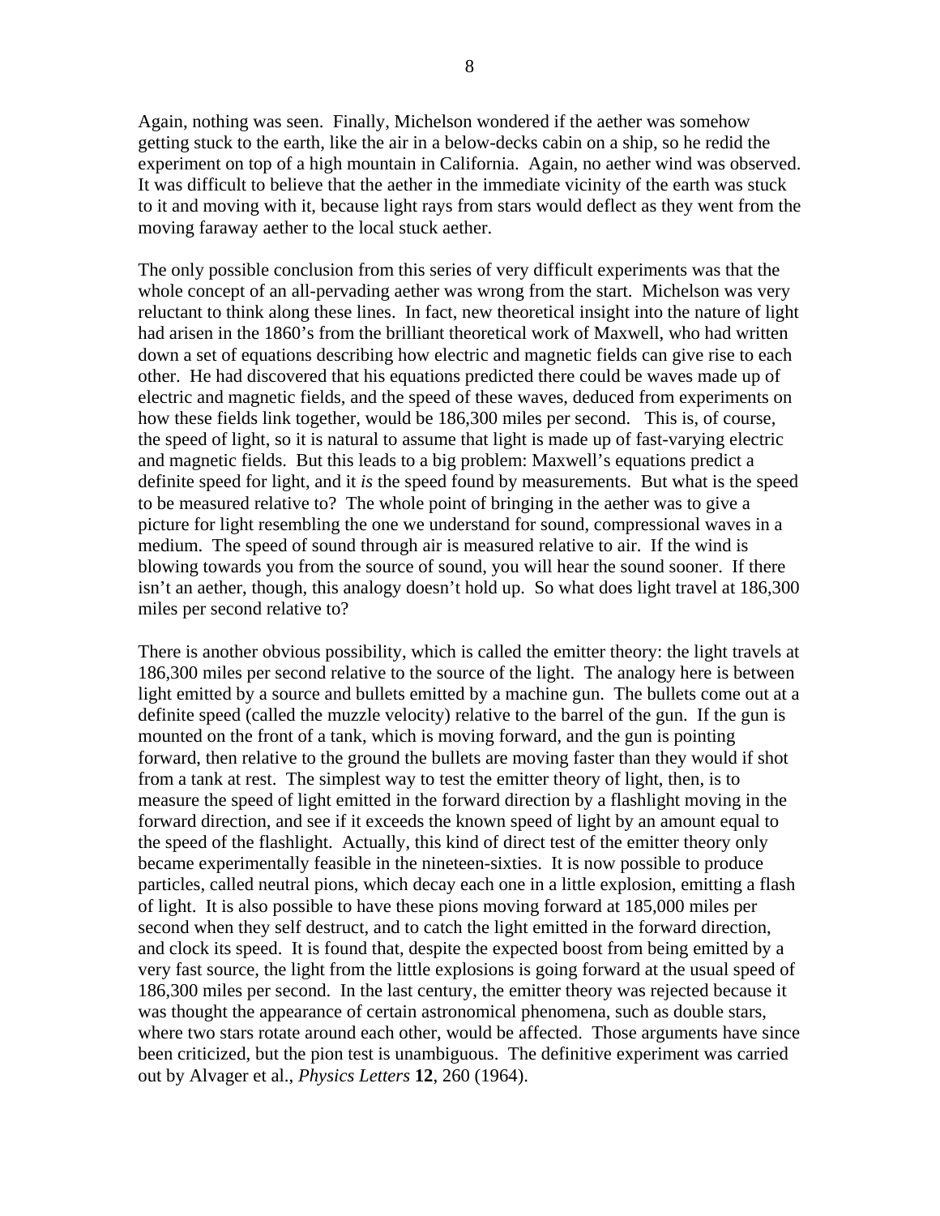Again, nothing was seen. Finally, Michelson wondered if the aether was somehow getting stuck to the earth, like the air in a below-decks cabin on a ship, so he redid the experiment on top of a high mountain in California. Again, no aether wind was observed. It was difficult to believe that the aether in the immediate vicinity of the earth was stuck to it and moving with it, because light rays from stars would deflect as they went from the moving faraway aether to the local stuck aether.

The only possible conclusion from this series of very difficult experiments was that the whole concept of an all-pervading aether was wrong from the start. Michelson was very reluctant to think along these lines. In fact, new theoretical insight into the nature of light had arisen in the 1860's from the brilliant theoretical work of Maxwell, who had written down a set of equations describing how electric and magnetic fields can give rise to each other. He had discovered that his equations predicted there could be waves made up of electric and magnetic fields, and the speed of these waves, deduced from experiments on how these fields link together, would be 186,300 miles per second. This is, of course, the speed of light, so it is natural to assume that light is made up of fast-varying electric and magnetic fields. But this leads to a big problem: Maxwell's equations predict a definite speed for light, and it *is* the speed found by measurements. But what is the speed to be measured relative to? The whole point of bringing in the aether was to give a picture for light resembling the one we understand for sound, compressional waves in a medium. The speed of sound through air is measured relative to air. If the wind is blowing towards you from the source of sound, you will hear the sound sooner. If there isn't an aether, though, this analogy doesn't hold up. So what does light travel at 186,300 miles per second relative to?

There is another obvious possibility, which is called the emitter theory: the light travels at 186,300 miles per second relative to the source of the light. The analogy here is between light emitted by a source and bullets emitted by a machine gun. The bullets come out at a definite speed (called the muzzle velocity) relative to the barrel of the gun. If the gun is mounted on the front of a tank, which is moving forward, and the gun is pointing forward, then relative to the ground the bullets are moving faster than they would if shot from a tank at rest. The simplest way to test the emitter theory of light, then, is to measure the speed of light emitted in the forward direction by a flashlight moving in the forward direction, and see if it exceeds the known speed of light by an amount equal to the speed of the flashlight. Actually, this kind of direct test of the emitter theory only became experimentally feasible in the nineteen-sixties. It is now possible to produce particles, called neutral pions, which decay each one in a little explosion, emitting a flash of light. It is also possible to have these pions moving forward at 185,000 miles per second when they self destruct, and to catch the light emitted in the forward direction, and clock its speed. It is found that, despite the expected boost from being emitted by a very fast source, the light from the little explosions is going forward at the usual speed of 186,300 miles per second. In the last century, the emitter theory was rejected because it was thought the appearance of certain astronomical phenomena, such as double stars, where two stars rotate around each other, would be affected. Those arguments have since been criticized, but the pion test is unambiguous. The definitive experiment was carried out by Alvager et al., *Physics Letters* **12**, 260 (1964).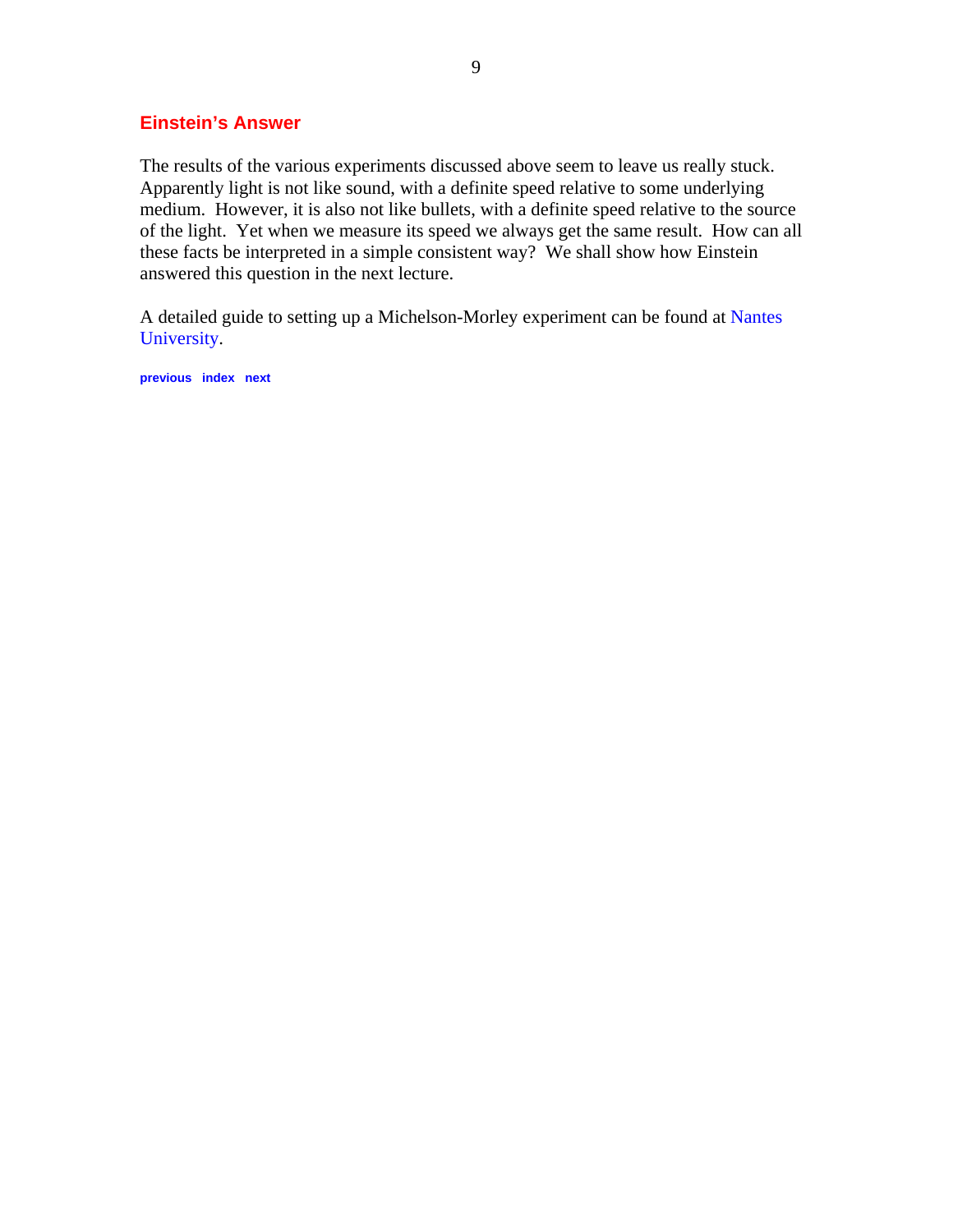## Einstein's Answer

The results of the various experiments discussed above seem to leave us really stuck. Apparently light is not like sound, with a definite speed relative to some underlying medium. However, it is also not like bullets, with a definite speed relative to the source of the light. Yet when we measure its speed we always get the same result. How can all these facts be interpreted in a simple consistent way? We shall show how Einstein answered this question in the next lecture.

A detailed guide to setting up a Michelson-Morley experiment can be found at Nantes University.

**previous index next**